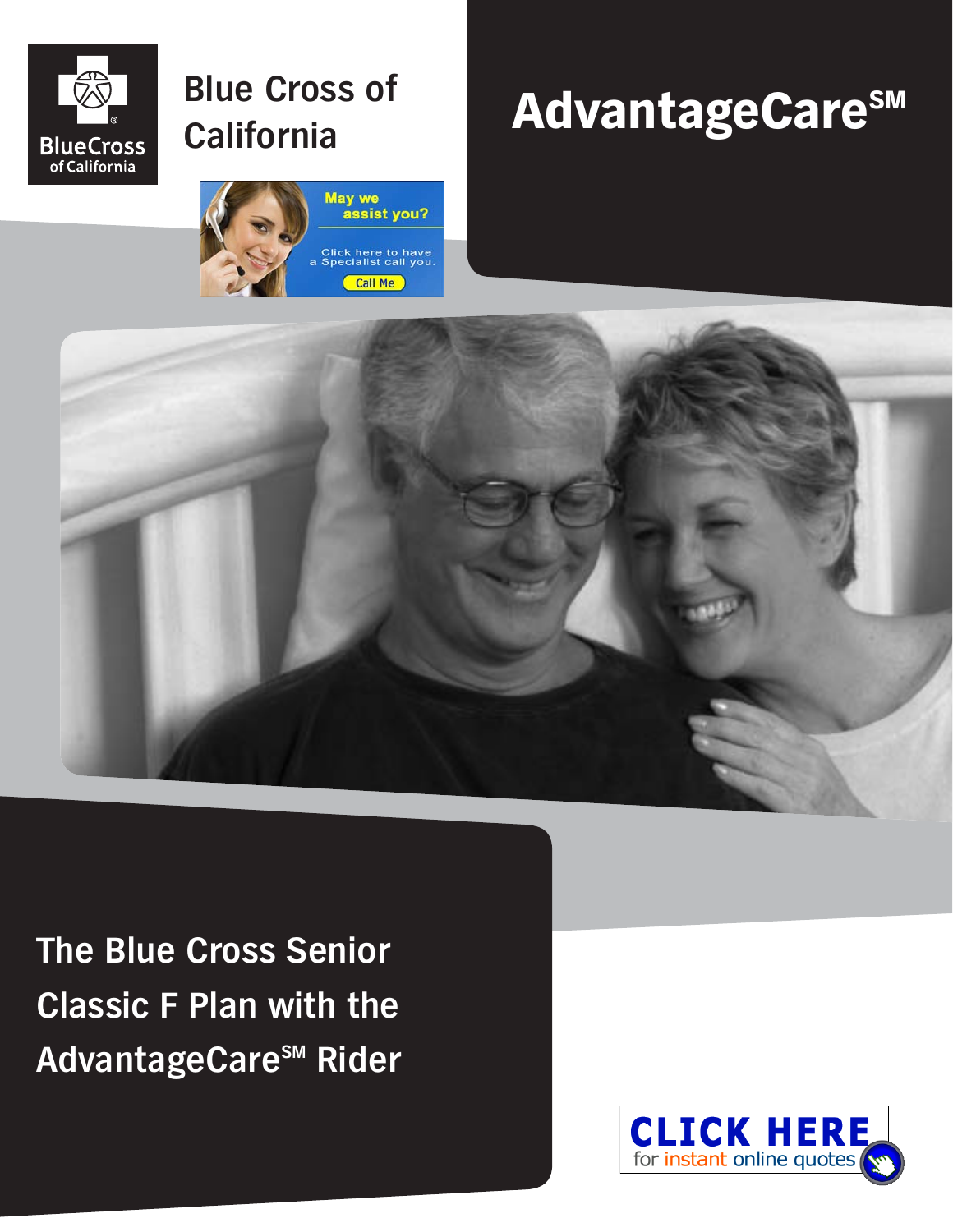Blue Cross of California

# AdvantageCare℠

May we assist you?

Click here to have a Specialist call you.

Call Me

## The Blue Cross Senior Classic F Plan with the AdvantageCare℠ Rider

CLICK HERE for instant online quotes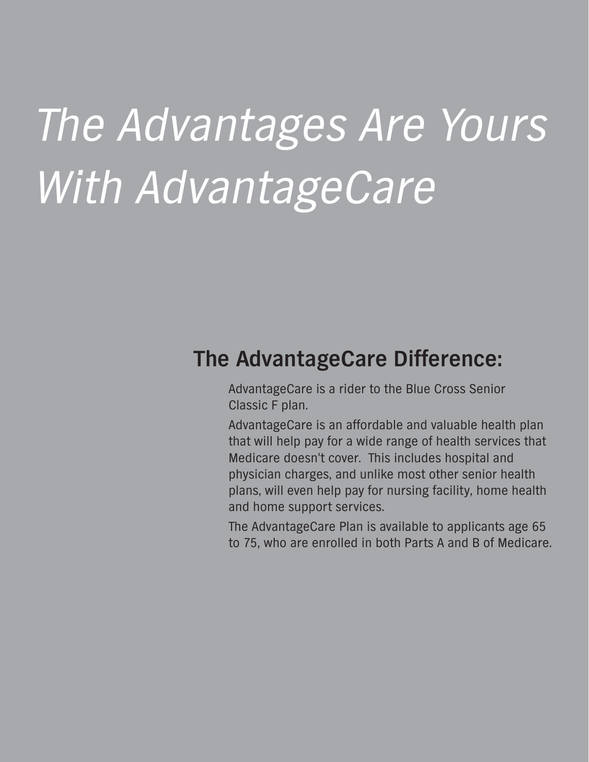# *The Advantages Are Yours With AdvantageCare*

## The AdvantageCare Difference:

AdvantageCare is a rider to the Blue Cross Senior Classic F plan.

AdvantageCare is an affordable and valuable health plan that will help pay for a wide range of health services that Medicare doesn't cover. This includes hospital and physician charges, and unlike most other senior health plans, will even help pay for nursing facility, home health and home support services.

The AdvantageCare Plan is available to applicants age 65 to 75, who are enrolled in both Parts A and B of Medicare.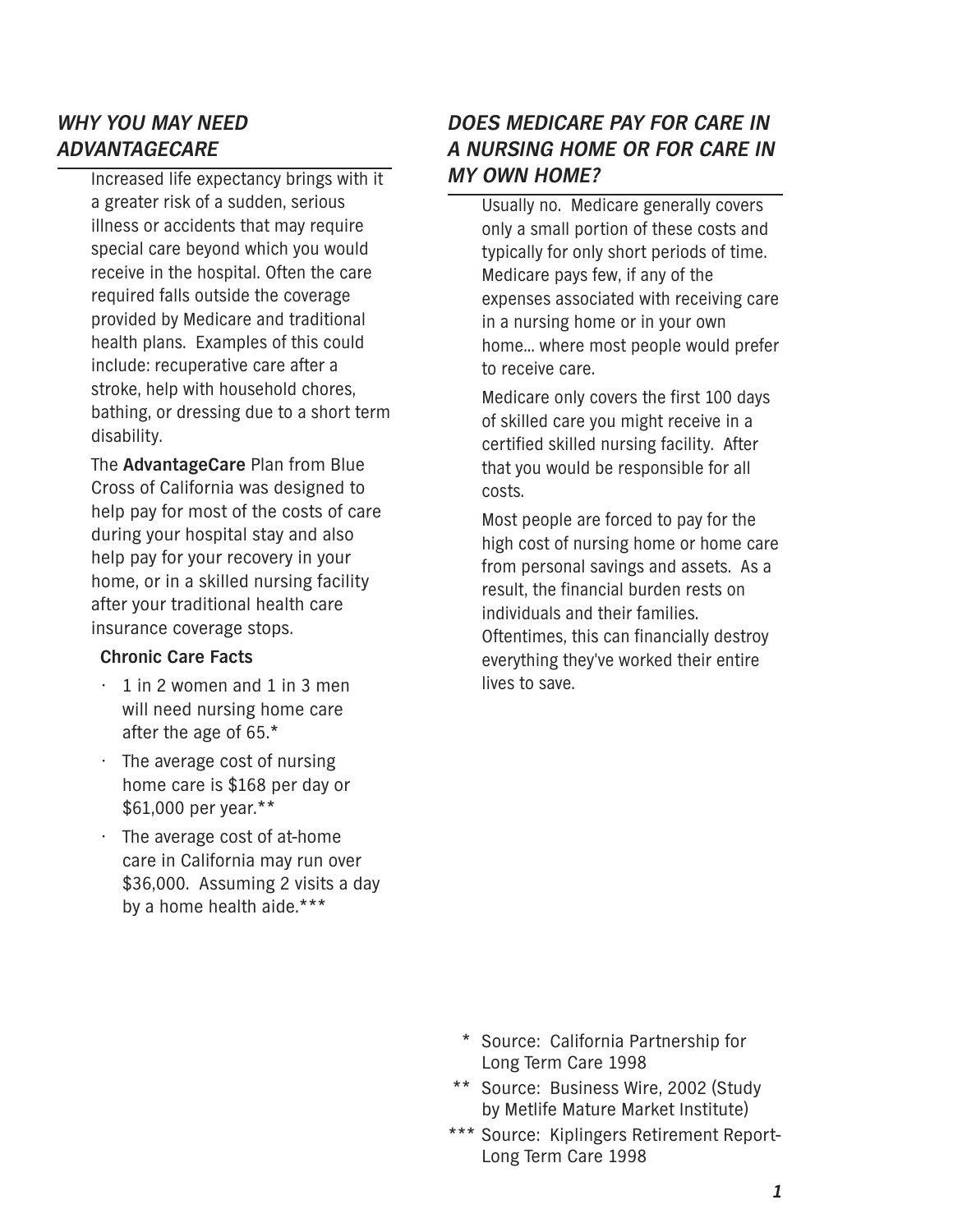## *WHY YOU MAY NEED ADVANTAGECARE*

Increased life expectancy brings with it a greater risk of a sudden, serious illness or accidents that may require special care beyond which you would receive in the hospital. Often the care required falls outside the coverage provided by Medicare and traditional health plans. Examples of this could include: recuperative care after a stroke, help with household chores, bathing, or dressing due to a short term disability.

The **AdvantageCare** Plan from Blue Cross of California was designed to help pay for most of the costs of care during your hospital stay and also help pay for your recovery in your home, or in a skilled nursing facility after your traditional health care insurance coverage stops.

**Chronic Care Facts**

- 1 in 2 women and 1 in 3 men will need nursing home care after the age of 65.*
- The average cost of nursing home care is $168 per day or $61,000 per year.**
- The average cost of at-home care in California may run over $36,000. Assuming 2 visits a day by a home health aide.***

## *DOES MEDICARE PAY FOR CARE IN A NURSING HOME OR FOR CARE IN MY OWN HOME?*

Usually no. Medicare generally covers only a small portion of these costs and typically for only short periods of time. Medicare pays few, if any of the expenses associated with receiving care in a nursing home or in your own home... where most people would prefer to receive care.

Medicare only covers the first 100 days of skilled care you might receive in a certified skilled nursing facility. After that you would be responsible for all costs.

Most people are forced to pay for the high cost of nursing home or home care from personal savings and assets. As a result, the financial burden rests on individuals and their families. Oftentimes, this can financially destroy everything they've worked their entire lives to save.

\* Source: California Partnership for Long Term Care 1998

\** Source: Business Wire, 2002 (Study by Metlife Mature Market Institute)

\*** Source: Kiplingers Retirement Report- Long Term Care 1998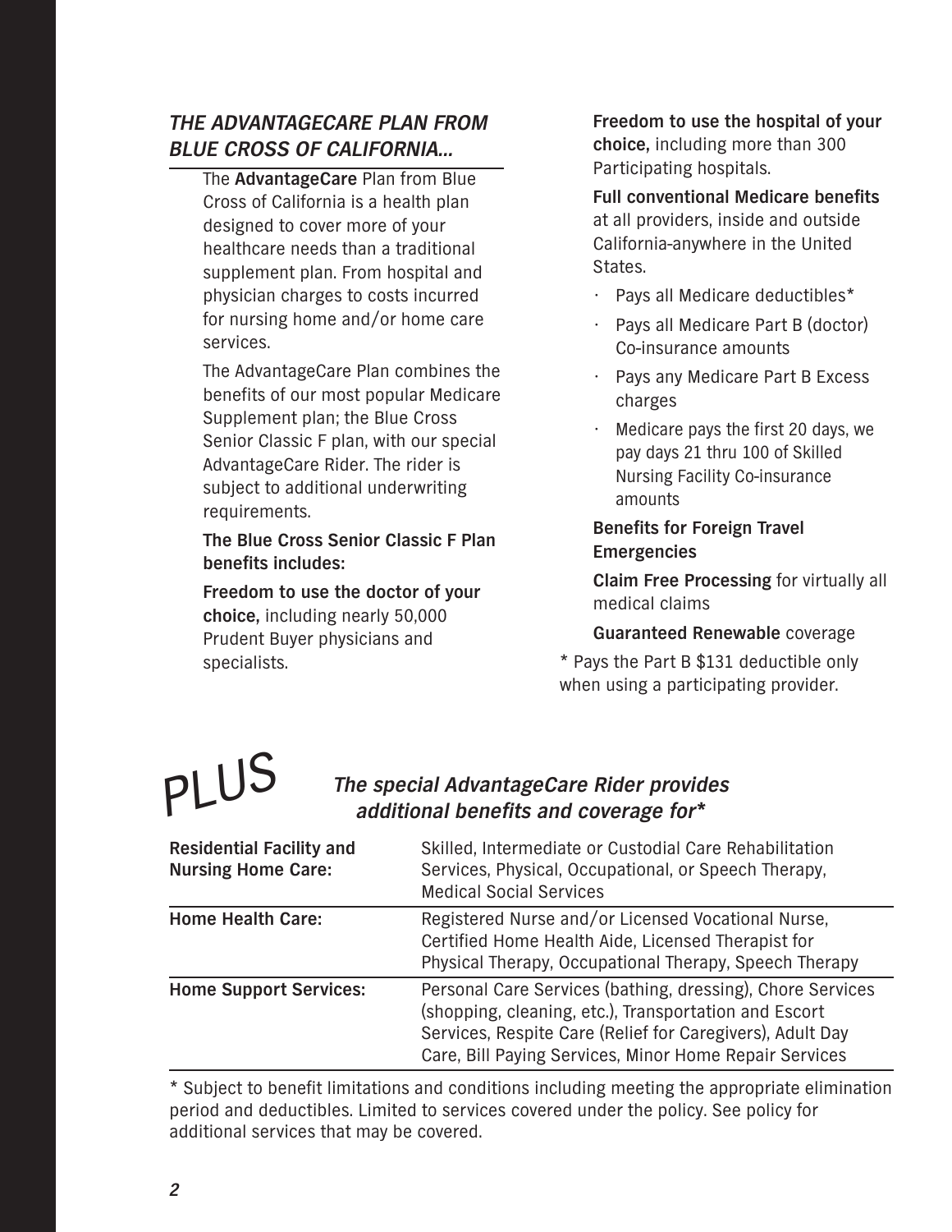## *THE ADVANTAGECARE PLAN FROM BLUE CROSS OF CALIFORNIA...*

The **AdvantageCare** Plan from Blue Cross of California is a health plan designed to cover more of your healthcare needs than a traditional supplement plan. From hospital and physician charges to costs incurred for nursing home and/or home care services.

The AdvantageCare Plan combines the benefits of our most popular Medicare Supplement plan; the Blue Cross Senior Classic F plan, with our special AdvantageCare Rider. The rider is subject to additional underwriting requirements.

**The Blue Cross Senior Classic F Plan benefits includes:**

**Freedom to use the doctor of your choice,** including nearly 50,000 Prudent Buyer physicians and specialists.

**Freedom to use the hospital of your choice,** including more than 300 Participating hospitals.

**Full conventional Medicare benefits** at all providers, inside and outside California-anywhere in the United States.

- Pays all Medicare deductibles*
- Pays all Medicare Part B (doctor) Co-insurance amounts
- Pays any Medicare Part B Excess charges
- Medicare pays the first 20 days, we pay days 21 thru 100 of Skilled Nursing Facility Co-insurance amounts

**Benefits for Foreign Travel Emergencies**

**Claim Free Processing** for virtually all medical claims

**Guaranteed Renewable** coverage

* Pays the Part B $131 deductible only when using a participating provider.

## PLUS *The special AdvantageCare Rider provides additional benefits and coverage for**

| | |
|---|---|
| **Residential Facility and Nursing Home Care:** | Skilled, Intermediate or Custodial Care Rehabilitation Services, Physical, Occupational, or Speech Therapy, Medical Social Services |
| **Home Health Care:** | Registered Nurse and/or Licensed Vocational Nurse, Certified Home Health Aide, Licensed Therapist for Physical Therapy, Occupational Therapy, Speech Therapy |
| **Home Support Services:** | Personal Care Services (bathing, dressing), Chore Services (shopping, cleaning, etc.), Transportation and Escort Services, Respite Care (Relief for Caregivers), Adult Day Care, Bill Paying Services, Minor Home Repair Services |

* Subject to benefit limitations and conditions including meeting the appropriate elimination period and deductibles. Limited to services covered under the policy. See policy for additional services that may be covered.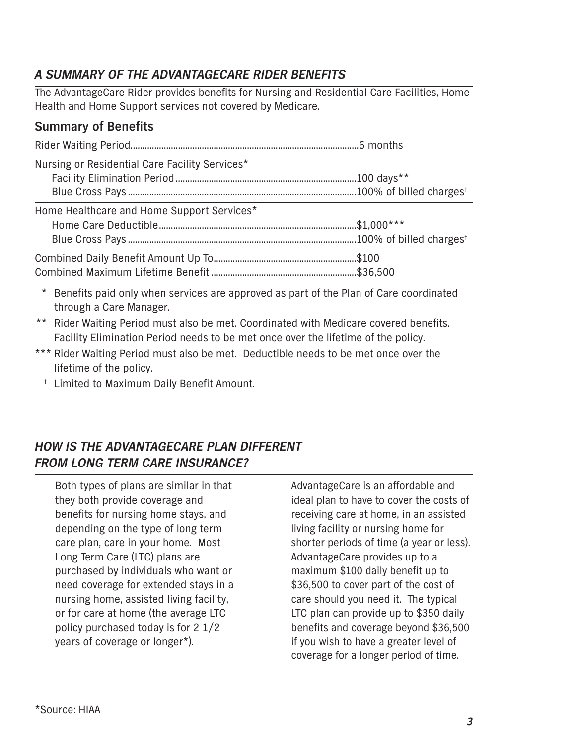## *A SUMMARY OF THE ADVANTAGECARE RIDER BENEFITS*

The AdvantageCare Rider provides benefits for Nursing and Residential Care Facilities, Home Health and Home Support services not covered by Medicare.

### Summary of Benefits

| | |
|---|---|
| Rider Waiting Period | 6 months |
| Nursing or Residential Care Facility Services* | |
| Facility Elimination Period | 100 days** |
| Blue Cross Pays | 100% of billed charges† |
| Home Healthcare and Home Support Services* | |
| Home Care Deductible | $1,000*** |
| Blue Cross Pays | 100% of billed charges† |
| Combined Daily Benefit Amount Up To | $100 |
| Combined Maximum Lifetime Benefit | $36,500 |

\* Benefits paid only when services are approved as part of the Plan of Care coordinated through a Care Manager.

** Rider Waiting Period must also be met. Coordinated with Medicare covered benefits. Facility Elimination Period needs to be met once over the lifetime of the policy.

*** Rider Waiting Period must also be met. Deductible needs to be met once over the lifetime of the policy.

† Limited to Maximum Daily Benefit Amount.

## *HOW IS THE ADVANTAGECARE PLAN DIFFERENT FROM LONG TERM CARE INSURANCE?*

Both types of plans are similar in that they both provide coverage and benefits for nursing home stays, and depending on the type of long term care plan, care in your home. Most Long Term Care (LTC) plans are purchased by individuals who want or need coverage for extended stays in a nursing home, assisted living facility, or for care at home (the average LTC policy purchased today is for 2 1/2 years of coverage or longer*).

AdvantageCare is an affordable and ideal plan to have to cover the costs of receiving care at home, in an assisted living facility or nursing home for shorter periods of time (a year or less). AdvantageCare provides up to a maximum $100 daily benefit up to $36,500 to cover part of the cost of care should you need it. The typical LTC plan can provide up to $350 daily benefits and coverage beyond $36,500 if you wish to have a greater level of coverage for a longer period of time.

*Source: HIAA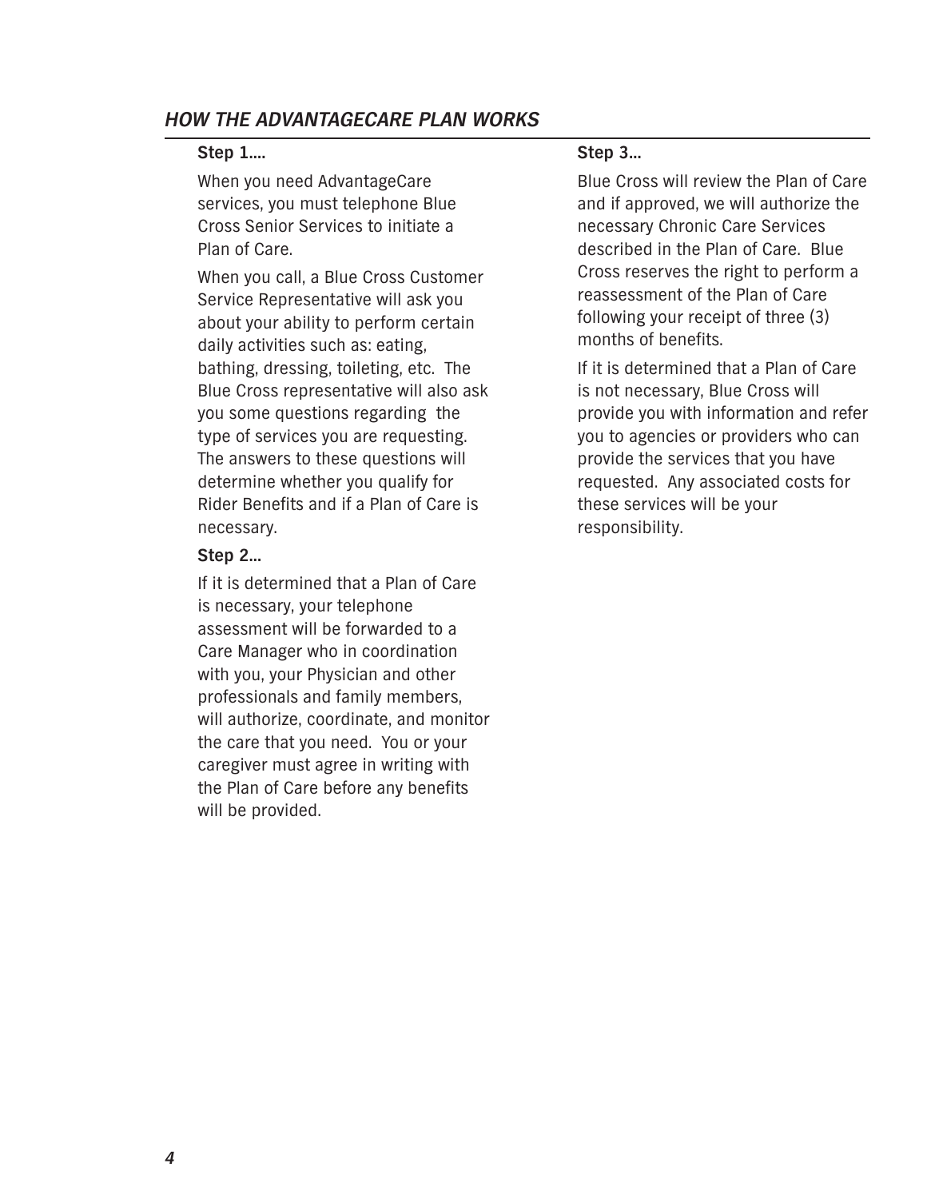## *HOW THE ADVANTAGECARE PLAN WORKS*

**Step 1....**

When you need AdvantageCare services, you must telephone Blue Cross Senior Services to initiate a Plan of Care.

When you call, a Blue Cross Customer Service Representative will ask you about your ability to perform certain daily activities such as: eating, bathing, dressing, toileting, etc. The Blue Cross representative will also ask you some questions regarding the type of services you are requesting. The answers to these questions will determine whether you qualify for Rider Benefits and if a Plan of Care is necessary.

**Step 2...**

If it is determined that a Plan of Care is necessary, your telephone assessment will be forwarded to a Care Manager who in coordination with you, your Physician and other professionals and family members, will authorize, coordinate, and monitor the care that you need. You or your caregiver must agree in writing with the Plan of Care before any benefits will be provided.

**Step 3...**

Blue Cross will review the Plan of Care and if approved, we will authorize the necessary Chronic Care Services described in the Plan of Care. Blue Cross reserves the right to perform a reassessment of the Plan of Care following your receipt of three (3) months of benefits.

If it is determined that a Plan of Care is not necessary, Blue Cross will provide you with information and refer you to agencies or providers who can provide the services that you have requested. Any associated costs for these services will be your responsibility.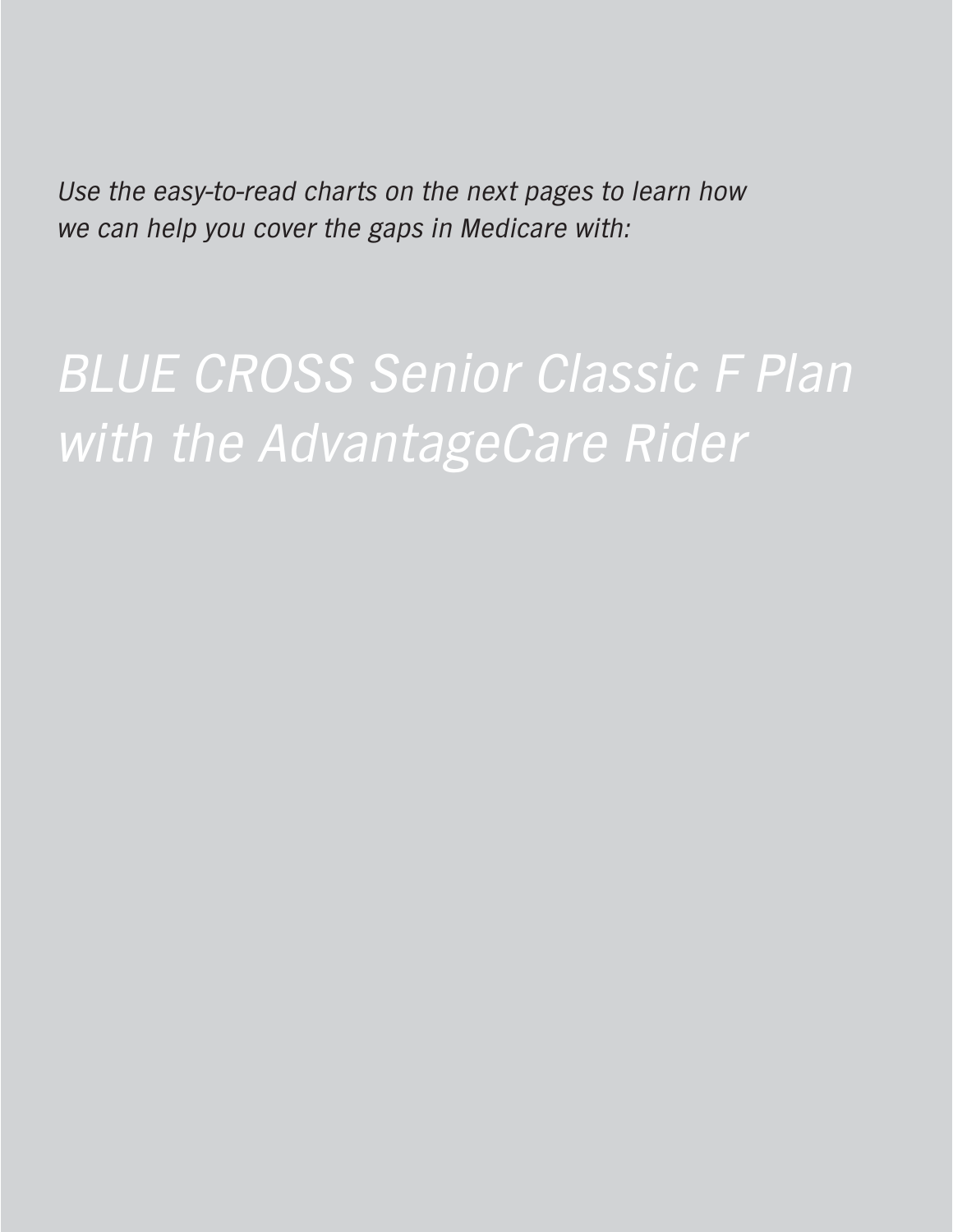*Use the easy-to-read charts on the next pages to learn how we can help you cover the gaps in Medicare with:*

# *BLUE CROSS Senior Classic F Plan with the AdvantageCare Rider*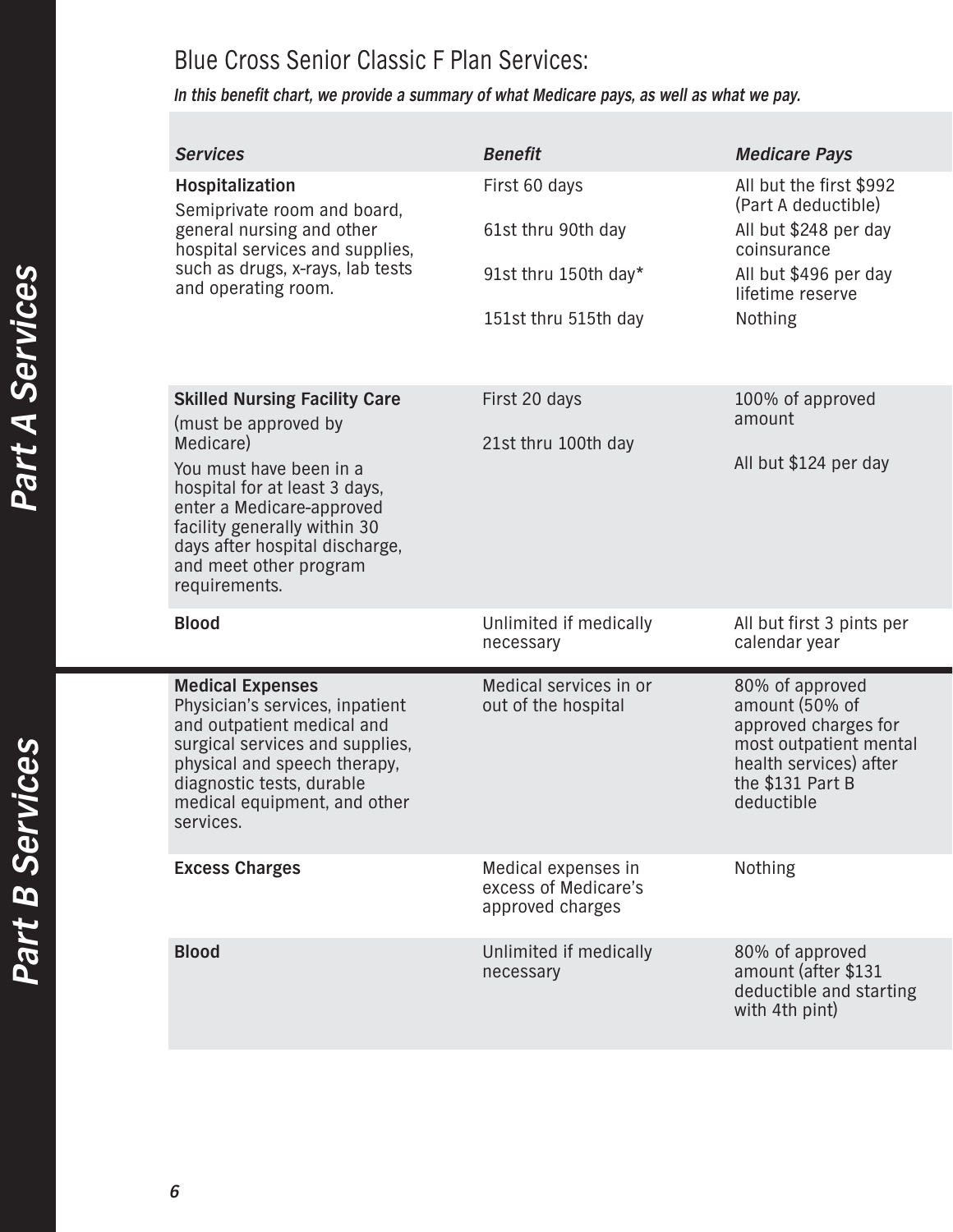## Blue Cross Senior Classic F Plan Services:

***In this benefit chart, we provide a summary of what Medicare pays, as well as what we pay.***

**Part A Services**

| ***Services*** | ***Benefit*** | ***Medicare Pays*** |
|---|---|---|
| **Hospitalization**<br>Semiprivate room and board, general nursing and other hospital services and supplies, such as drugs, x-rays, lab tests and operating room. | First 60 days | All but the first $992 (Part A deductible) |
| | 61st thru 90th day | All but $248 per day coinsurance |
| | 91st thru 150th day* | All but $496 per day lifetime reserve |
| | 151st thru 515th day | Nothing |
| **Skilled Nursing Facility Care**<br>(must be approved by Medicare)<br>You must have been in a hospital for at least 3 days, enter a Medicare-approved facility generally within 30 days after hospital discharge, and meet other program requirements. | First 20 days | 100% of approved amount |
| | 21st thru 100th day | All but $124 per day |
| **Blood** | Unlimited if medically necessary | All but first 3 pints per calendar year |

**Part B Services**

| ***Services*** | ***Benefit*** | ***Medicare Pays*** |
|---|---|---|
| **Medical Expenses**<br>Physician's services, inpatient and outpatient medical and surgical services and supplies, physical and speech therapy, diagnostic tests, durable medical equipment, and other services. | Medical services in or out of the hospital | 80% of approved amount (50% of approved charges for most outpatient mental health services) after the $131 Part B deductible |
| **Excess Charges** | Medical expenses in excess of Medicare's approved charges | Nothing |
| **Blood** | Unlimited if medically necessary | 80% of approved amount (after $131 deductible and starting with 4th pint) |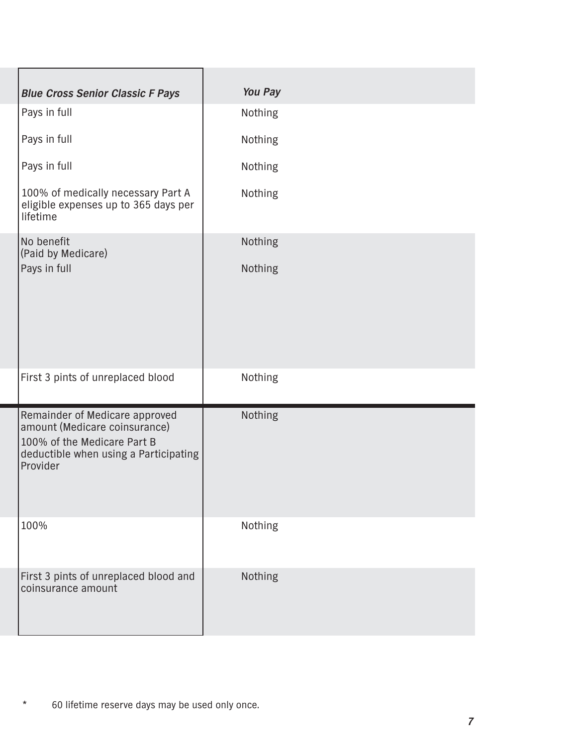| *Blue Cross Senior Classic F Pays* | *You Pay* |
| --- | --- |
| Pays in full | Nothing |
| Pays in full | Nothing |
| Pays in full | Nothing |
| 100% of medically necessary Part A eligible expenses up to 365 days per lifetime | Nothing |
| No benefit (Paid by Medicare) | Nothing |
| Pays in full | Nothing |
| First 3 pints of unreplaced blood | Nothing |
| Remainder of Medicare approved amount (Medicare coinsurance) 100% of the Medicare Part B deductible when using a Participating Provider | Nothing |
| 100% | Nothing |
| First 3 pints of unreplaced blood and coinsurance amount | Nothing |

* 60 lifetime reserve days may be used only once.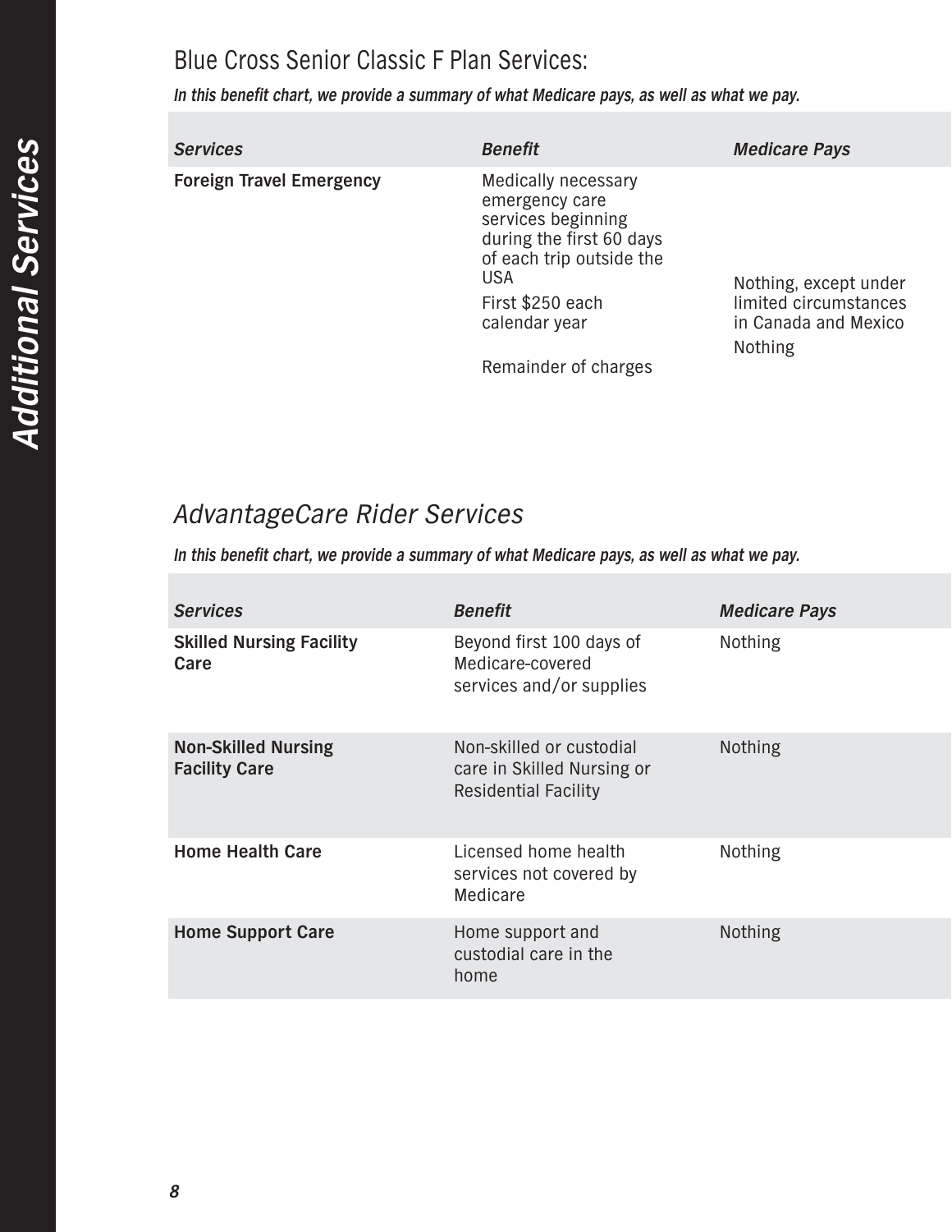## Blue Cross Senior Classic F Plan Services:

***In this benefit chart, we provide a summary of what Medicare pays, as well as what we pay.***

| *Services* | *Benefit* | *Medicare Pays* |
|---|---|---|
| **Foreign Travel Emergency** | Medically necessary emergency care services beginning during the first 60 days of each trip outside the USA | |
| | First $250 each calendar year | Nothing, except under limited circumstances in Canada and Mexico |
| | Remainder of charges | Nothing |

## *AdvantageCare Rider Services*

***In this benefit chart, we provide a summary of what Medicare pays, as well as what we pay.***

| *Services* | *Benefit* | *Medicare Pays* |
|---|---|---|
| **Skilled Nursing Facility Care** | Beyond first 100 days of Medicare-covered services and/or supplies | Nothing |
| **Non-Skilled Nursing Facility Care** | Non-skilled or custodial care in Skilled Nursing or Residential Facility | Nothing |
| **Home Health Care** | Licensed home health services not covered by Medicare | Nothing |
| **Home Support Care** | Home support and custodial care in the home | Nothing |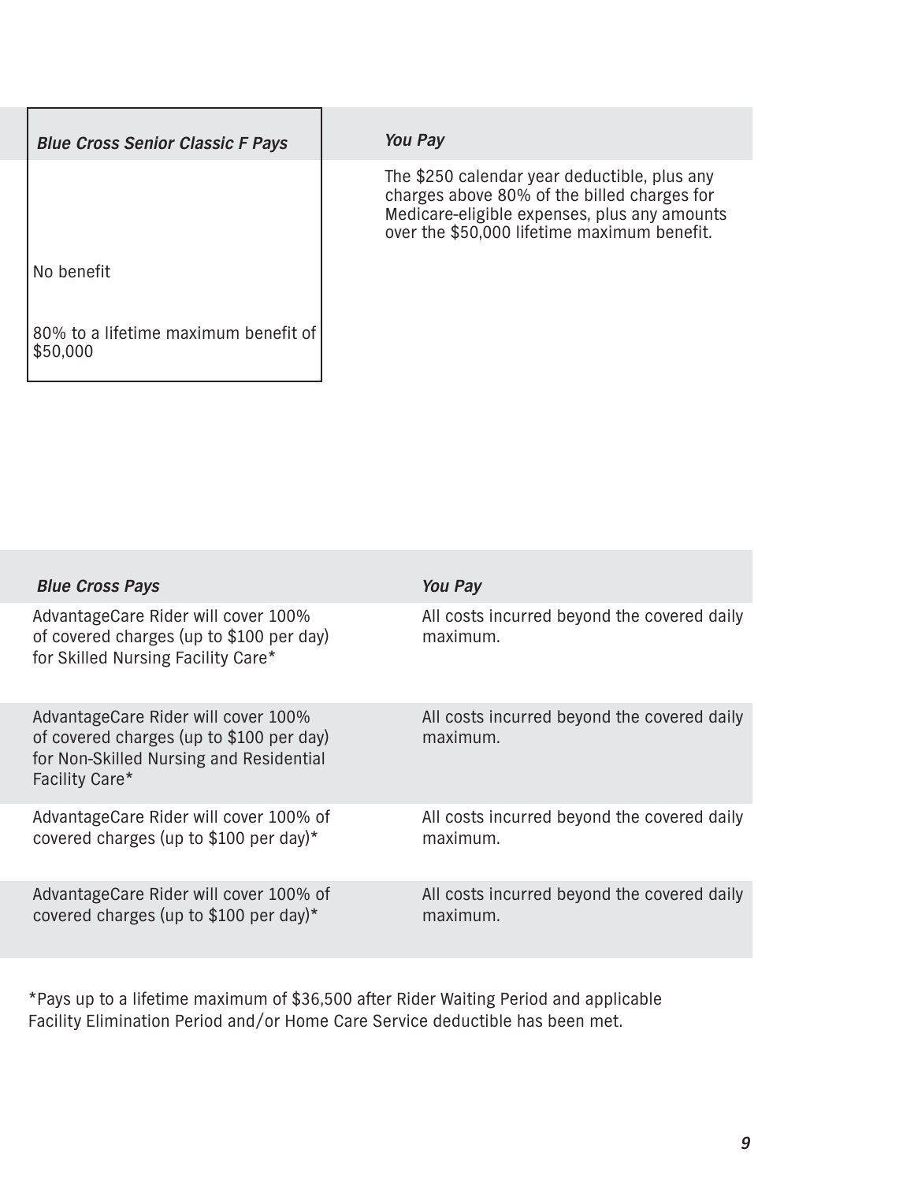| Blue Cross Senior Classic F Pays | You Pay |
|---|---|
| | The $250 calendar year deductible, plus any charges above 80% of the billed charges for Medicare-eligible expenses, plus any amounts over the $50,000 lifetime maximum benefit. |
| No benefit | |
| 80% to a lifetime maximum benefit of $50,000 | |

| Blue Cross Pays | You Pay |
|---|---|
| AdvantageCare Rider will cover 100% of covered charges (up to $100 per day) for Skilled Nursing Facility Care* | All costs incurred beyond the covered daily maximum. |
| AdvantageCare Rider will cover 100% of covered charges (up to $100 per day) for Non-Skilled Nursing and Residential Facility Care* | All costs incurred beyond the covered daily maximum. |
| AdvantageCare Rider will cover 100% of covered charges (up to $100 per day)* | All costs incurred beyond the covered daily maximum. |
| AdvantageCare Rider will cover 100% of covered charges (up to $100 per day)* | All costs incurred beyond the covered daily maximum. |

*Pays up to a lifetime maximum of $36,500 after Rider Waiting Period and applicable Facility Elimination Period and/or Home Care Service deductible has been met.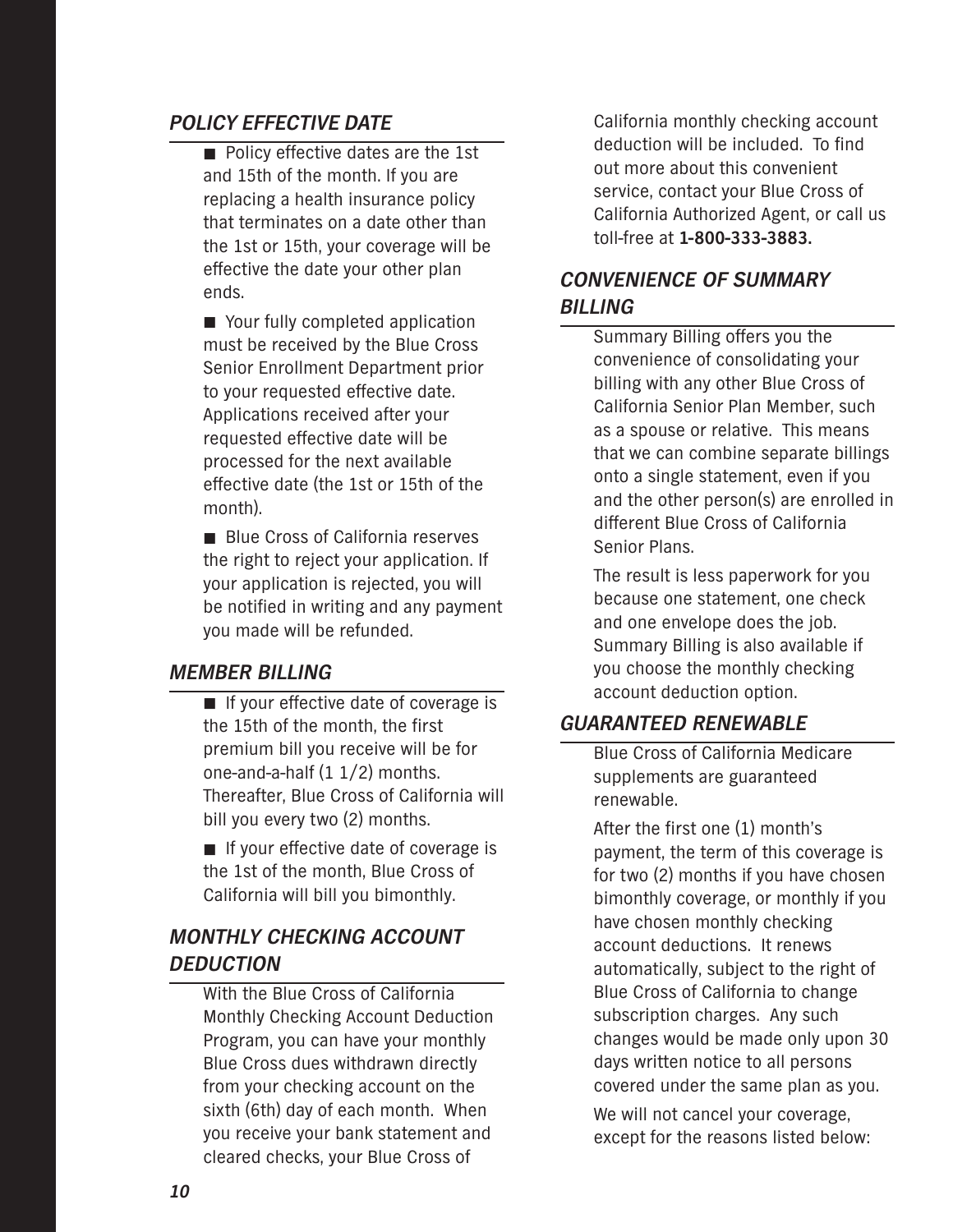## *POLICY EFFECTIVE DATE*

- Policy effective dates are the 1st and 15th of the month. If you are replacing a health insurance policy that terminates on a date other than the 1st or 15th, your coverage will be effective the date your other plan ends.
- Your fully completed application must be received by the Blue Cross Senior Enrollment Department prior to your requested effective date. Applications received after your requested effective date will be processed for the next available effective date (the 1st or 15th of the month).
- Blue Cross of California reserves the right to reject your application. If your application is rejected, you will be notified in writing and any payment you made will be refunded.

## *MEMBER BILLING*

- If your effective date of coverage is the 15th of the month, the first premium bill you receive will be for one-and-a-half (1 1/2) months. Thereafter, Blue Cross of California will bill you every two (2) months.
- If your effective date of coverage is the 1st of the month, Blue Cross of California will bill you bimonthly.

## *MONTHLY CHECKING ACCOUNT DEDUCTION*

With the Blue Cross of California Monthly Checking Account Deduction Program, you can have your monthly Blue Cross dues withdrawn directly from your checking account on the sixth (6th) day of each month. When you receive your bank statement and cleared checks, your Blue Cross of California monthly checking account deduction will be included. To find out more about this convenient service, contact your Blue Cross of California Authorized Agent, or call us toll-free at **1-800-333-3883.**

## *CONVENIENCE OF SUMMARY BILLING*

Summary Billing offers you the convenience of consolidating your billing with any other Blue Cross of California Senior Plan Member, such as a spouse or relative. This means that we can combine separate billings onto a single statement, even if you and the other person(s) are enrolled in different Blue Cross of California Senior Plans.

The result is less paperwork for you because one statement, one check and one envelope does the job. Summary Billing is also available if you choose the monthly checking account deduction option.

## *GUARANTEED RENEWABLE*

Blue Cross of California Medicare supplements are guaranteed renewable.

After the first one (1) month's payment, the term of this coverage is for two (2) months if you have chosen bimonthly coverage, or monthly if you have chosen monthly checking account deductions. It renews automatically, subject to the right of Blue Cross of California to change subscription charges. Any such changes would be made only upon 30 days written notice to all persons covered under the same plan as you.

We will not cancel your coverage, except for the reasons listed below: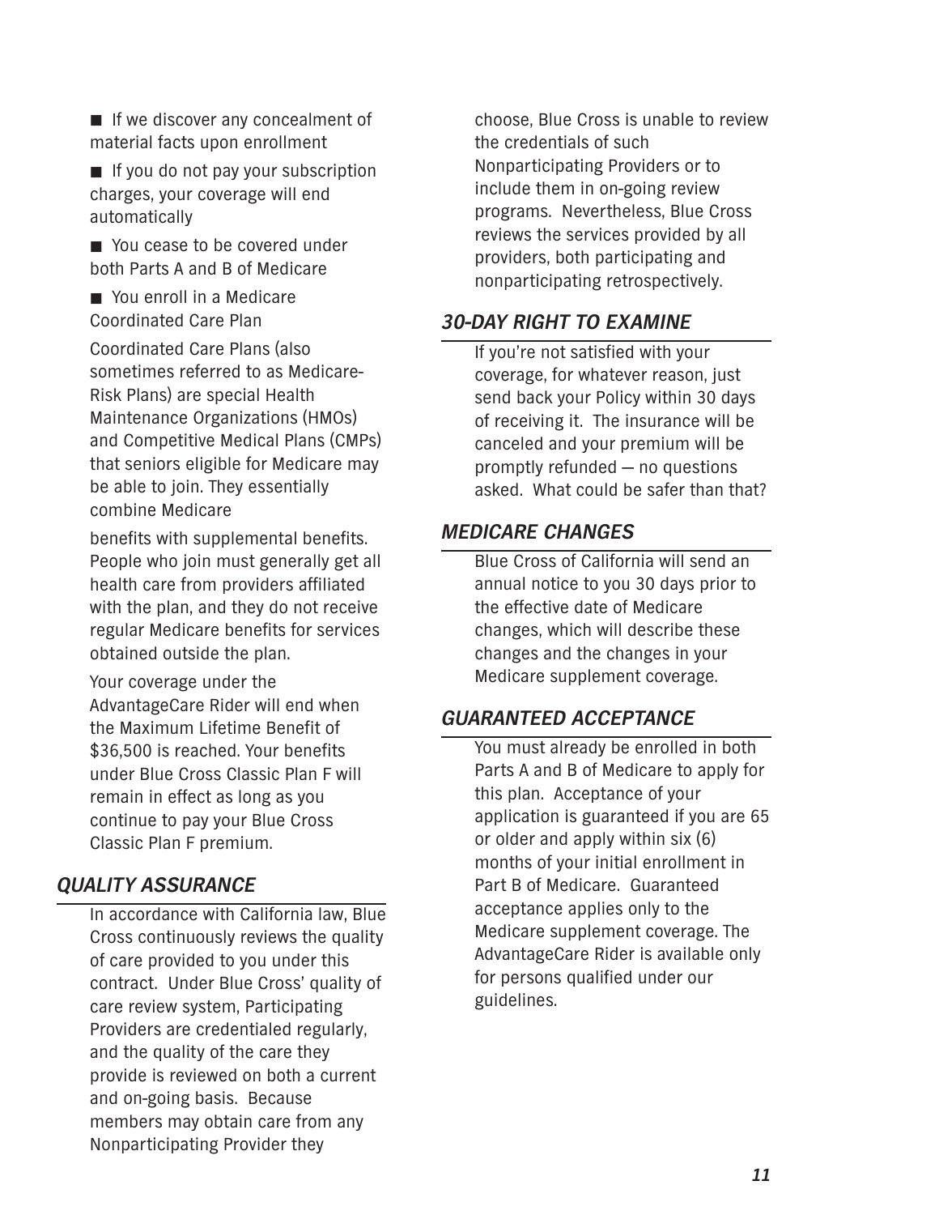- If we discover any concealment of material facts upon enrollment
- If you do not pay your subscription charges, your coverage will end automatically
- You cease to be covered under both Parts A and B of Medicare
- You enroll in a Medicare Coordinated Care Plan

Coordinated Care Plans (also sometimes referred to as Medicare-Risk Plans) are special Health Maintenance Organizations (HMOs) and Competitive Medical Plans (CMPs) that seniors eligible for Medicare may be able to join. They essentially combine Medicare benefits with supplemental benefits. People who join must generally get all health care from providers affiliated with the plan, and they do not receive regular Medicare benefits for services obtained outside the plan.

Your coverage under the AdvantageCare Rider will end when the Maximum Lifetime Benefit of $36,500 is reached. Your benefits under Blue Cross Classic Plan F will remain in effect as long as you continue to pay your Blue Cross Classic Plan F premium.

## *QUALITY ASSURANCE*

In accordance with California law, Blue Cross continuously reviews the quality of care provided to you under this contract. Under Blue Cross' quality of care review system, Participating Providers are credentialed regularly, and the quality of the care they provide is reviewed on both a current and on-going basis. Because members may obtain care from any Nonparticipating Provider they choose, Blue Cross is unable to review the credentials of such Nonparticipating Providers or to include them in on-going review programs. Nevertheless, Blue Cross reviews the services provided by all providers, both participating and nonparticipating retrospectively.

## *30-DAY RIGHT TO EXAMINE*

If you're not satisfied with your coverage, for whatever reason, just send back your Policy within 30 days of receiving it. The insurance will be canceled and your premium will be promptly refunded — no questions asked. What could be safer than that?

## *MEDICARE CHANGES*

Blue Cross of California will send an annual notice to you 30 days prior to the effective date of Medicare changes, which will describe these changes and the changes in your Medicare supplement coverage.

## *GUARANTEED ACCEPTANCE*

You must already be enrolled in both Parts A and B of Medicare to apply for this plan. Acceptance of your application is guaranteed if you are 65 or older and apply within six (6) months of your initial enrollment in Part B of Medicare. Guaranteed acceptance applies only to the Medicare supplement coverage. The AdvantageCare Rider is available only for persons qualified under our guidelines.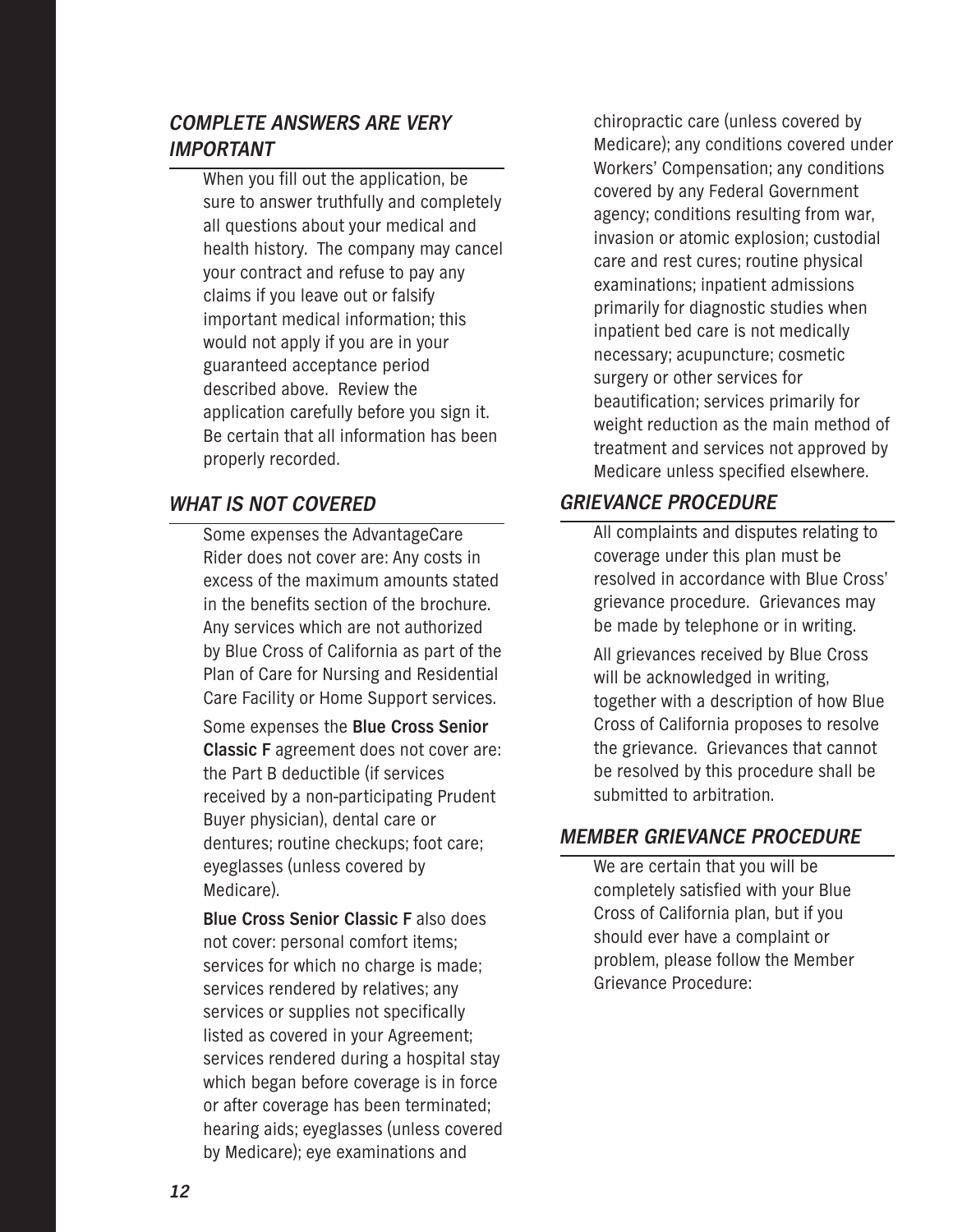### *COMPLETE ANSWERS ARE VERY IMPORTANT*

When you fill out the application, be sure to answer truthfully and completely all questions about your medical and health history. The company may cancel your contract and refuse to pay any claims if you leave out or falsify important medical information; this would not apply if you are in your guaranteed acceptance period described above. Review the application carefully before you sign it. Be certain that all information has been properly recorded.

### *WHAT IS NOT COVERED*

Some expenses the AdvantageCare Rider does not cover are: Any costs in excess of the maximum amounts stated in the benefits section of the brochure. Any services which are not authorized by Blue Cross of California as part of the Plan of Care for Nursing and Residential Care Facility or Home Support services.

Some expenses the **Blue Cross Senior Classic F** agreement does not cover are: the Part B deductible (if services received by a non-participating Prudent Buyer physician), dental care or dentures; routine checkups; foot care; eyeglasses (unless covered by Medicare).

**Blue Cross Senior Classic F** also does not cover: personal comfort items; services for which no charge is made; services rendered by relatives; any services or supplies not specifically listed as covered in your Agreement; services rendered during a hospital stay which began before coverage is in force or after coverage has been terminated; hearing aids; eyeglasses (unless covered by Medicare); eye examinations and chiropractic care (unless covered by Medicare); any conditions covered under Workers' Compensation; any conditions covered by any Federal Government agency; conditions resulting from war, invasion or atomic explosion; custodial care and rest cures; routine physical examinations; inpatient admissions primarily for diagnostic studies when inpatient bed care is not medically necessary; acupuncture; cosmetic surgery or other services for beautification; services primarily for weight reduction as the main method of treatment and services not approved by Medicare unless specified elsewhere.

### *GRIEVANCE PROCEDURE*

All complaints and disputes relating to coverage under this plan must be resolved in accordance with Blue Cross' grievance procedure. Grievances may be made by telephone or in writing.

All grievances received by Blue Cross will be acknowledged in writing, together with a description of how Blue Cross of California proposes to resolve the grievance. Grievances that cannot be resolved by this procedure shall be submitted to arbitration.

### *MEMBER GRIEVANCE PROCEDURE*

We are certain that you will be completely satisfied with your Blue Cross of California plan, but if you should ever have a complaint or problem, please follow the Member Grievance Procedure: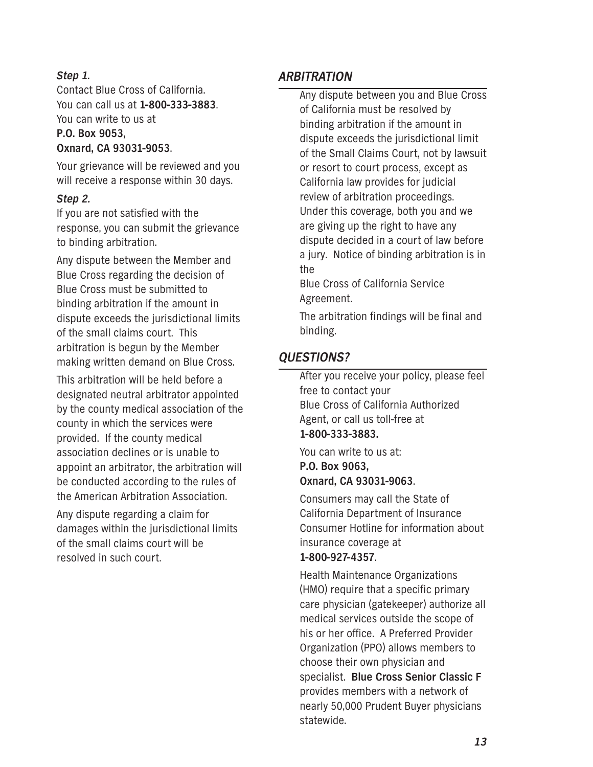***Step 1.***

Contact Blue Cross of California.
You can call us at **1-800-333-3883**.
You can write to us at
**P.O. Box 9053,**
**Oxnard, CA 93031-9053**.

Your grievance will be reviewed and you will receive a response within 30 days.

***Step 2.***

If you are not satisfied with the response, you can submit the grievance to binding arbitration.

Any dispute between the Member and Blue Cross regarding the decision of Blue Cross must be submitted to binding arbitration if the amount in dispute exceeds the jurisdictional limits of the small claims court. This arbitration is begun by the Member making written demand on Blue Cross.

This arbitration will be held before a designated neutral arbitrator appointed by the county medical association of the county in which the services were provided. If the county medical association declines or is unable to appoint an arbitrator, the arbitration will be conducted according to the rules of the American Arbitration Association.

Any dispute regarding a claim for damages within the jurisdictional limits of the small claims court will be resolved in such court.

## *ARBITRATION*

Any dispute between you and Blue Cross of California must be resolved by binding arbitration if the amount in dispute exceeds the jurisdictional limit of the Small Claims Court, not by lawsuit or resort to court process, except as California law provides for judicial review of arbitration proceedings. Under this coverage, both you and we are giving up the right to have any dispute decided in a court of law before a jury. Notice of binding arbitration is in the
Blue Cross of California Service Agreement.

The arbitration findings will be final and binding.

## *QUESTIONS?*

After you receive your policy, please feel free to contact your
Blue Cross of California Authorized Agent, or call us toll-free at
**1-800-333-3883.**

You can write to us at:
**P.O. Box 9063,**
**Oxnard, CA 93031-9063**.

Consumers may call the State of California Department of Insurance Consumer Hotline for information about insurance coverage at
**1-800-927-4357**.

Health Maintenance Organizations (HMO) require that a specific primary care physician (gatekeeper) authorize all medical services outside the scope of his or her office. A Preferred Provider Organization (PPO) allows members to choose their own physician and specialist. **Blue Cross Senior Classic F** provides members with a network of nearly 50,000 Prudent Buyer physicians statewide.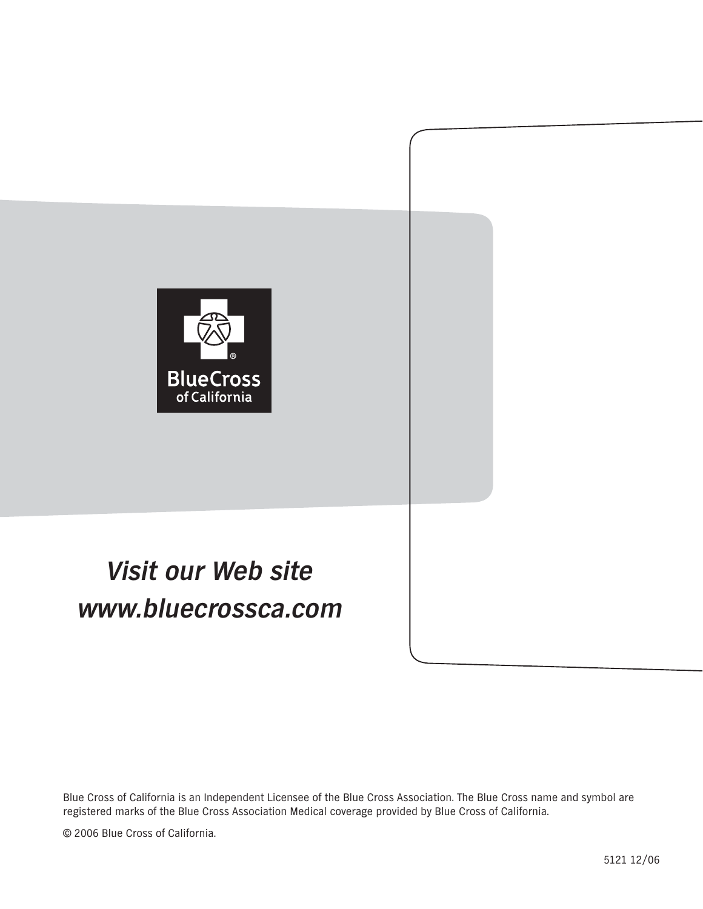BlueCross of California

***Visit our Web site***
***www.bluecrossca.com***

Blue Cross of California is an Independent Licensee of the Blue Cross Association. The Blue Cross name and symbol are registered marks of the Blue Cross Association Medical coverage provided by Blue Cross of California.

© 2006 Blue Cross of California.

5121 12/06